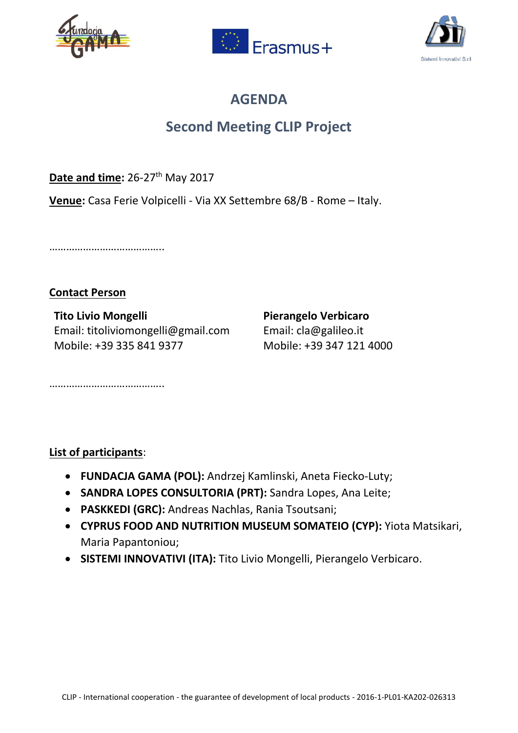# AGENDA

## Second Meeting CLIP Project

**Date and time:** 26-27th May 2017

**Venue:** Casa Ferie Volpicelli - Via XX Settembre 68/B - Rome – Italy.

…………………………………..

**Contact Person**

**Tito Livio Mongelli**
Email: titoliviomongelli@gmail.com
Mobile: +39 335 841 9377

**Pierangelo Verbicaro**
Email: cla@galileo.it
Mobile: +39 347 121 4000

…………………………………..

**List of participants**:

- **FUNDACJA GAMA (POL):** Andrzej Kamlinski, Aneta Fiecko-Luty;
- **SANDRA LOPES CONSULTORIA (PRT):** Sandra Lopes, Ana Leite;
- **PASKKEDI (GRC):** Andreas Nachlas, Rania Tsoutsani;
- **CYPRUS FOOD AND NUTRITION MUSEUM SOMATEIO (CYP):** Yiota Matsikari, Maria Papantoniou;
- **SISTEMI INNOVATIVI (ITA):** Tito Livio Mongelli, Pierangelo Verbicaro.

CLIP - International cooperation - the guarantee of development of local products - 2016-1-PL01-KA202-026313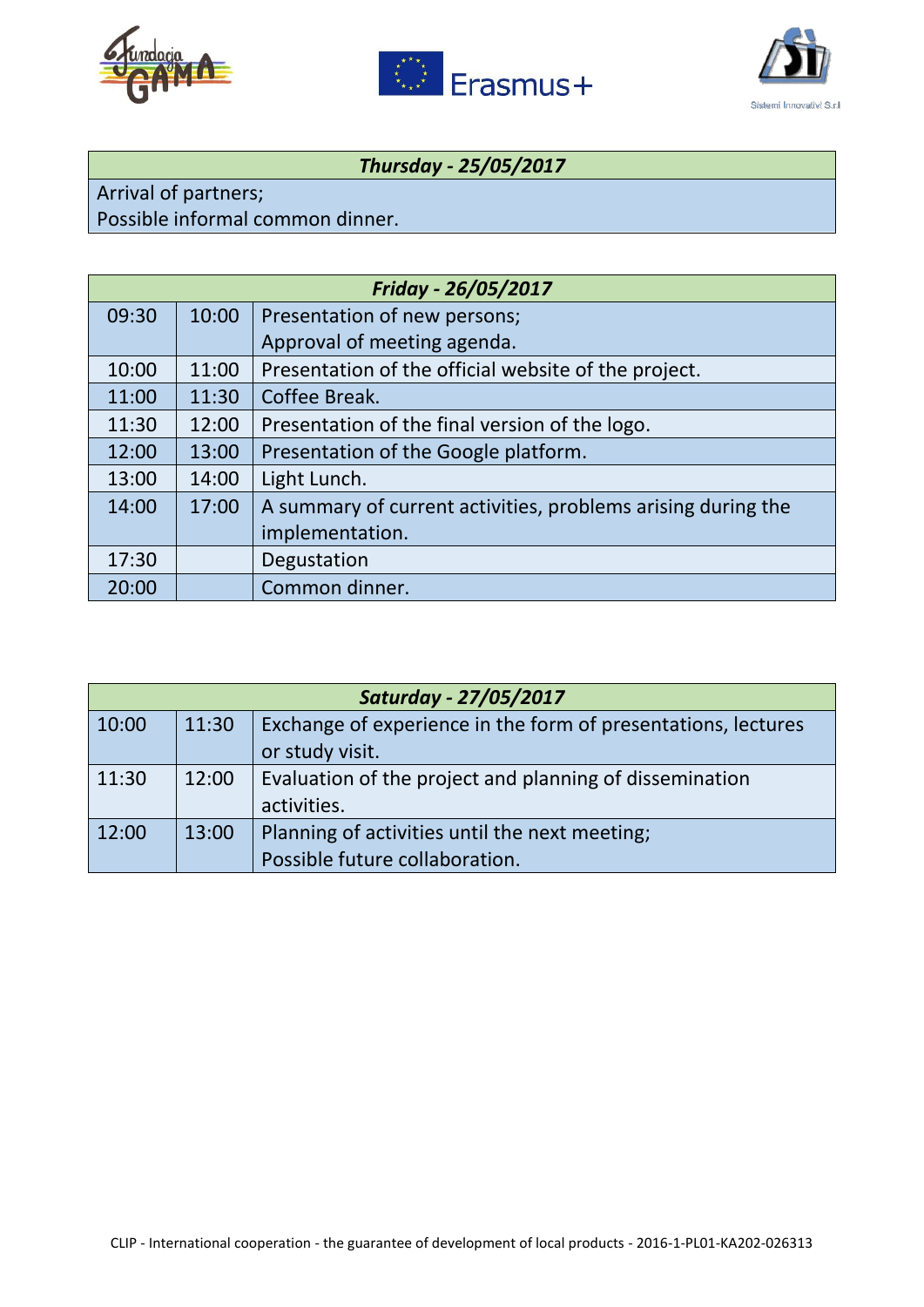| *Thursday - 25/05/2017* |
|---|
| Arrival of partners;<br>Possible informal common dinner. |

| *Friday - 26/05/2017* | | |
|---|---|---|
| 09:30 | 10:00 | Presentation of new persons;<br>Approval of meeting agenda. |
| 10:00 | 11:00 | Presentation of the official website of the project. |
| 11:00 | 11:30 | Coffee Break. |
| 11:30 | 12:00 | Presentation of the final version of the logo. |
| 12:00 | 13:00 | Presentation of the Google platform. |
| 13:00 | 14:00 | Light Lunch. |
| 14:00 | 17:00 | A summary of current activities, problems arising during the implementation. |
| 17:30 | | Degustation |
| 20:00 | | Common dinner. |

| *Saturday - 27/05/2017* | | |
|---|---|---|
| 10:00 | 11:30 | Exchange of experience in the form of presentations, lectures or study visit. |
| 11:30 | 12:00 | Evaluation of the project and planning of dissemination activities. |
| 12:00 | 13:00 | Planning of activities until the next meeting;<br>Possible future collaboration. |